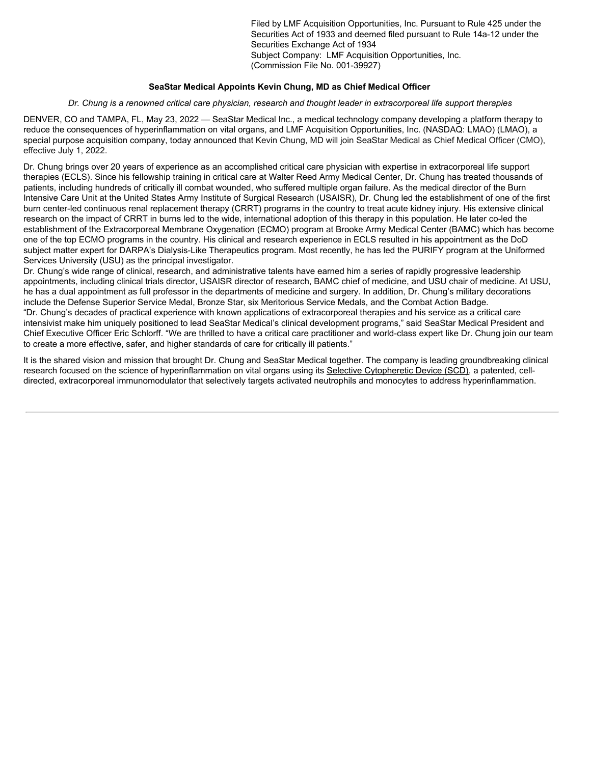Filed by LMF Acquisition Opportunities, Inc. Pursuant to Rule 425 under the Securities Act of 1933 and deemed filed pursuant to Rule 14a-12 under the Securities Exchange Act of 1934
Subject Company: LMF Acquisition Opportunities, Inc.
(Commission File No. 001-39927)

**SeaStar Medical Appoints Kevin Chung, MD as Chief Medical Officer**

*Dr. Chung is a renowned critical care physician, research and thought leader in extracorporeal life support therapies*

DENVER, CO and TAMPA, FL, May 23, 2022 — SeaStar Medical Inc., a medical technology company developing a platform therapy to reduce the consequences of hyperinflammation on vital organs, and LMF Acquisition Opportunities, Inc. (NASDAQ: LMAO) (LMAO), a special purpose acquisition company, today announced that Kevin Chung, MD will join SeaStar Medical as Chief Medical Officer (CMO), effective July 1, 2022.

Dr. Chung brings over 20 years of experience as an accomplished critical care physician with expertise in extracorporeal life support therapies (ECLS). Since his fellowship training in critical care at Walter Reed Army Medical Center, Dr. Chung has treated thousands of patients, including hundreds of critically ill combat wounded, who suffered multiple organ failure. As the medical director of the Burn Intensive Care Unit at the United States Army Institute of Surgical Research (USAISR), Dr. Chung led the establishment of one of the first burn center-led continuous renal replacement therapy (CRRT) programs in the country to treat acute kidney injury. His extensive clinical research on the impact of CRRT in burns led to the wide, international adoption of this therapy in this population. He later co-led the establishment of the Extracorporeal Membrane Oxygenation (ECMO) program at Brooke Army Medical Center (BAMC) which has become one of the top ECMO programs in the country. His clinical and research experience in ECLS resulted in his appointment as the DoD subject matter expert for DARPA's Dialysis-Like Therapeutics program. Most recently, he has led the PURIFY program at the Uniformed Services University (USU) as the principal investigator.

Dr. Chung's wide range of clinical, research, and administrative talents have earned him a series of rapidly progressive leadership appointments, including clinical trials director, USAISR director of research, BAMC chief of medicine, and USU chair of medicine. At USU, he has a dual appointment as full professor in the departments of medicine and surgery. In addition, Dr. Chung's military decorations include the Defense Superior Service Medal, Bronze Star, six Meritorious Service Medals, and the Combat Action Badge.

"Dr. Chung's decades of practical experience with known applications of extracorporeal therapies and his service as a critical care intensivist make him uniquely positioned to lead SeaStar Medical's clinical development programs," said SeaStar Medical President and Chief Executive Officer Eric Schlorff. "We are thrilled to have a critical care practitioner and world-class expert like Dr. Chung join our team to create a more effective, safer, and higher standards of care for critically ill patients."

It is the shared vision and mission that brought Dr. Chung and SeaStar Medical together. The company is leading groundbreaking clinical research focused on the science of hyperinflammation on vital organs using its Selective Cytopheretic Device (SCD), a patented, cell-directed, extracorporeal immunomodulator that selectively targets activated neutrophils and monocytes to address hyperinflammation.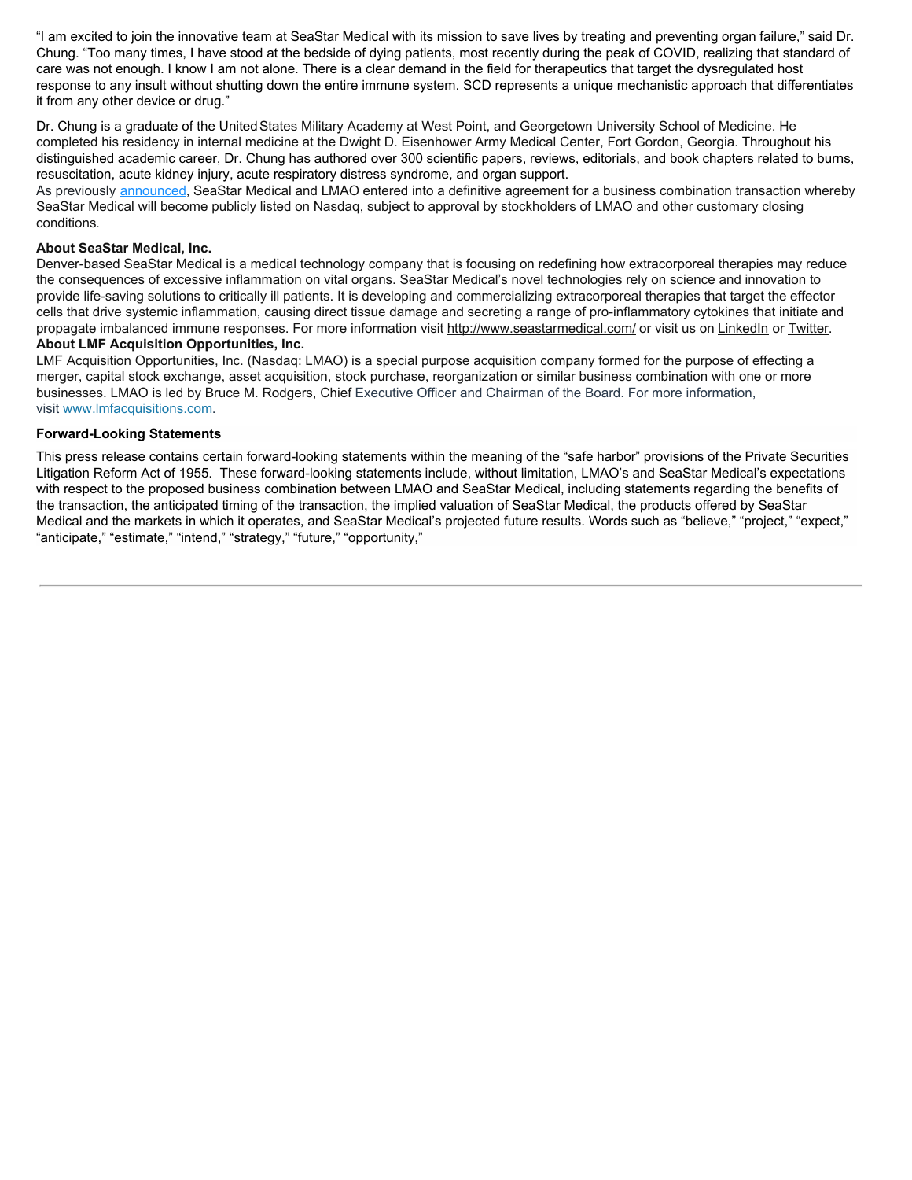"I am excited to join the innovative team at SeaStar Medical with its mission to save lives by treating and preventing organ failure," said Dr. Chung. "Too many times, I have stood at the bedside of dying patients, most recently during the peak of COVID, realizing that standard of care was not enough. I know I am not alone. There is a clear demand in the field for therapeutics that target the dysregulated host response to any insult without shutting down the entire immune system. SCD represents a unique mechanistic approach that differentiates it from any other device or drug."

Dr. Chung is a graduate of the United States Military Academy at West Point, and Georgetown University School of Medicine. He completed his residency in internal medicine at the Dwight D. Eisenhower Army Medical Center, Fort Gordon, Georgia. Throughout his distinguished academic career, Dr. Chung has authored over 300 scientific papers, reviews, editorials, and book chapters related to burns, resuscitation, acute kidney injury, acute respiratory distress syndrome, and organ support.

As previously announced, SeaStar Medical and LMAO entered into a definitive agreement for a business combination transaction whereby SeaStar Medical will become publicly listed on Nasdaq, subject to approval by stockholders of LMAO and other customary closing conditions.

**About SeaStar Medical, Inc.**

Denver-based SeaStar Medical is a medical technology company that is focusing on redefining how extracorporeal therapies may reduce the consequences of excessive inflammation on vital organs. SeaStar Medical's novel technologies rely on science and innovation to provide life-saving solutions to critically ill patients. It is developing and commercializing extracorporeal therapies that target the effector cells that drive systemic inflammation, causing direct tissue damage and secreting a range of pro-inflammatory cytokines that initiate and propagate imbalanced immune responses. For more information visit http://www.seastarmedical.com/ or visit us on LinkedIn or Twitter.

**About LMF Acquisition Opportunities, Inc.**

LMF Acquisition Opportunities, Inc. (Nasdaq: LMAO) is a special purpose acquisition company formed for the purpose of effecting a merger, capital stock exchange, asset acquisition, stock purchase, reorganization or similar business combination with one or more businesses. LMAO is led by Bruce M. Rodgers, Chief Executive Officer and Chairman of the Board. For more information, visit www.lmfacquisitions.com.

**Forward-Looking Statements**

This press release contains certain forward-looking statements within the meaning of the "safe harbor" provisions of the Private Securities Litigation Reform Act of 1955. These forward-looking statements include, without limitation, LMAO's and SeaStar Medical's expectations with respect to the proposed business combination between LMAO and SeaStar Medical, including statements regarding the benefits of the transaction, the anticipated timing of the transaction, the implied valuation of SeaStar Medical, the products offered by SeaStar Medical and the markets in which it operates, and SeaStar Medical's projected future results. Words such as "believe," "project," "expect," "anticipate," "estimate," "intend," "strategy," "future," "opportunity,"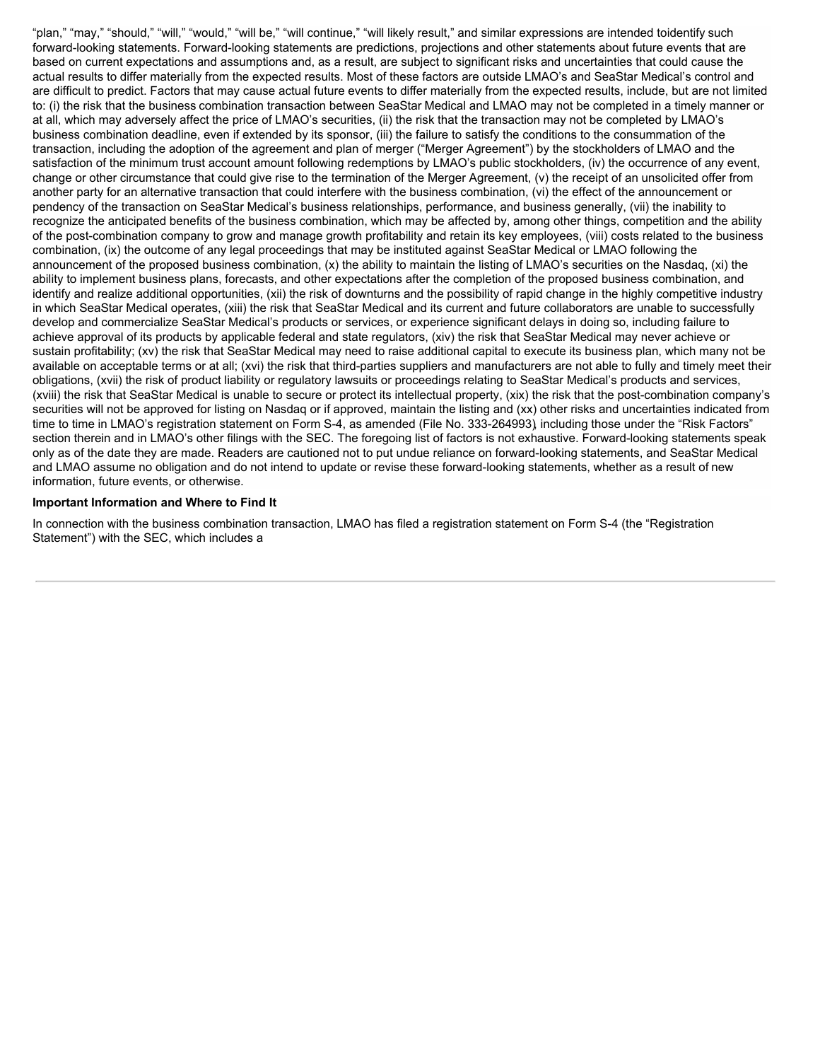"plan," "may," "should," "will," "would," "will be," "will continue," "will likely result," and similar expressions are intended toidentify such forward-looking statements. Forward-looking statements are predictions, projections and other statements about future events that are based on current expectations and assumptions and, as a result, are subject to significant risks and uncertainties that could cause the actual results to differ materially from the expected results. Most of these factors are outside LMAO's and SeaStar Medical's control and are difficult to predict. Factors that may cause actual future events to differ materially from the expected results, include, but are not limited to: (i) the risk that the business combination transaction between SeaStar Medical and LMAO may not be completed in a timely manner or at all, which may adversely affect the price of LMAO's securities, (ii) the risk that the transaction may not be completed by LMAO's business combination deadline, even if extended by its sponsor, (iii) the failure to satisfy the conditions to the consummation of the transaction, including the adoption of the agreement and plan of merger ("Merger Agreement") by the stockholders of LMAO and the satisfaction of the minimum trust account amount following redemptions by LMAO's public stockholders, (iv) the occurrence of any event, change or other circumstance that could give rise to the termination of the Merger Agreement, (v) the receipt of an unsolicited offer from another party for an alternative transaction that could interfere with the business combination, (vi) the effect of the announcement or pendency of the transaction on SeaStar Medical's business relationships, performance, and business generally, (vii) the inability to recognize the anticipated benefits of the business combination, which may be affected by, among other things, competition and the ability of the post-combination company to grow and manage growth profitability and retain its key employees, (viii) costs related to the business combination, (ix) the outcome of any legal proceedings that may be instituted against SeaStar Medical or LMAO following the announcement of the proposed business combination, (x) the ability to maintain the listing of LMAO's securities on the Nasdaq, (xi) the ability to implement business plans, forecasts, and other expectations after the completion of the proposed business combination, and identify and realize additional opportunities, (xii) the risk of downturns and the possibility of rapid change in the highly competitive industry in which SeaStar Medical operates, (xiii) the risk that SeaStar Medical and its current and future collaborators are unable to successfully develop and commercialize SeaStar Medical's products or services, or experience significant delays in doing so, including failure to achieve approval of its products by applicable federal and state regulators, (xiv) the risk that SeaStar Medical may never achieve or sustain profitability; (xv) the risk that SeaStar Medical may need to raise additional capital to execute its business plan, which many not be available on acceptable terms or at all; (xvi) the risk that third-parties suppliers and manufacturers are not able to fully and timely meet their obligations, (xvii) the risk of product liability or regulatory lawsuits or proceedings relating to SeaStar Medical's products and services, (xviii) the risk that SeaStar Medical is unable to secure or protect its intellectual property, (xix) the risk that the post-combination company's securities will not be approved for listing on Nasdaq or if approved, maintain the listing and (xx) other risks and uncertainties indicated from time to time in LMAO's registration statement on Form S-4, as amended (File No. 333-264993), including those under the "Risk Factors" section therein and in LMAO's other filings with the SEC. The foregoing list of factors is not exhaustive. Forward-looking statements speak only as of the date they are made. Readers are cautioned not to put undue reliance on forward-looking statements, and SeaStar Medical and LMAO assume no obligation and do not intend to update or revise these forward-looking statements, whether as a result of new information, future events, or otherwise.

**Important Information and Where to Find It**

In connection with the business combination transaction, LMAO has filed a registration statement on Form S-4 (the "Registration Statement") with the SEC, which includes a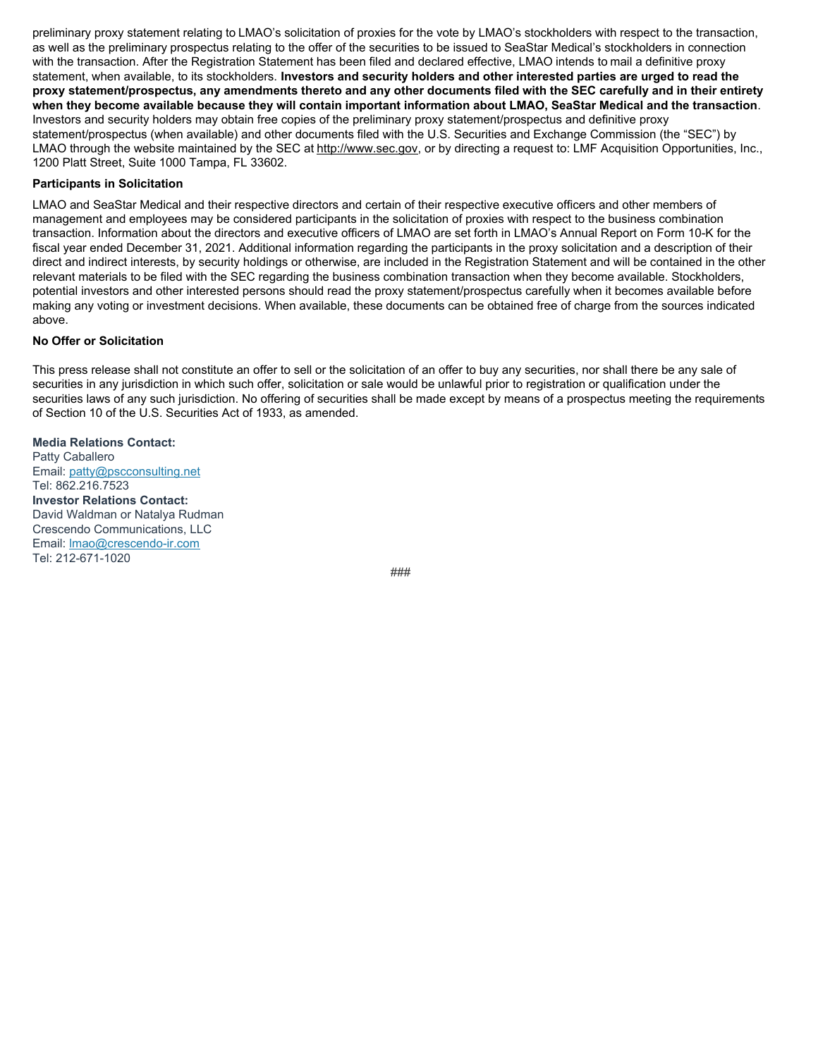preliminary proxy statement relating to LMAO's solicitation of proxies for the vote by LMAO's stockholders with respect to the transaction, as well as the preliminary prospectus relating to the offer of the securities to be issued to SeaStar Medical's stockholders in connection with the transaction. After the Registration Statement has been filed and declared effective, LMAO intends to mail a definitive proxy statement, when available, to its stockholders. **Investors and security holders and other interested parties are urged to read the proxy statement/prospectus, any amendments thereto and any other documents filed with the SEC carefully and in their entirety when they become available because they will contain important information about LMAO, SeaStar Medical and the transaction**. Investors and security holders may obtain free copies of the preliminary proxy statement/prospectus and definitive proxy statement/prospectus (when available) and other documents filed with the U.S. Securities and Exchange Commission (the "SEC") by LMAO through the website maintained by the SEC at http://www.sec.gov, or by directing a request to: LMF Acquisition Opportunities, Inc., 1200 Platt Street, Suite 1000 Tampa, FL 33602.

**Participants in Solicitation**

LMAO and SeaStar Medical and their respective directors and certain of their respective executive officers and other members of management and employees may be considered participants in the solicitation of proxies with respect to the business combination transaction. Information about the directors and executive officers of LMAO are set forth in LMAO's Annual Report on Form 10-K for the fiscal year ended December 31, 2021. Additional information regarding the participants in the proxy solicitation and a description of their direct and indirect interests, by security holdings or otherwise, are included in the Registration Statement and will be contained in the other relevant materials to be filed with the SEC regarding the business combination transaction when they become available. Stockholders, potential investors and other interested persons should read the proxy statement/prospectus carefully when it becomes available before making any voting or investment decisions. When available, these documents can be obtained free of charge from the sources indicated above.

**No Offer or Solicitation**

This press release shall not constitute an offer to sell or the solicitation of an offer to buy any securities, nor shall there be any sale of securities in any jurisdiction in which such offer, solicitation or sale would be unlawful prior to registration or qualification under the securities laws of any such jurisdiction. No offering of securities shall be made except by means of a prospectus meeting the requirements of Section 10 of the U.S. Securities Act of 1933, as amended.

**Media Relations Contact:**
Patty Caballero
Email: patty@pscconsulting.net
Tel: 862.216.7523
**Investor Relations Contact:**
David Waldman or Natalya Rudman
Crescendo Communications, LLC
Email: lmao@crescendo-ir.com
Tel: 212-671-1020

###